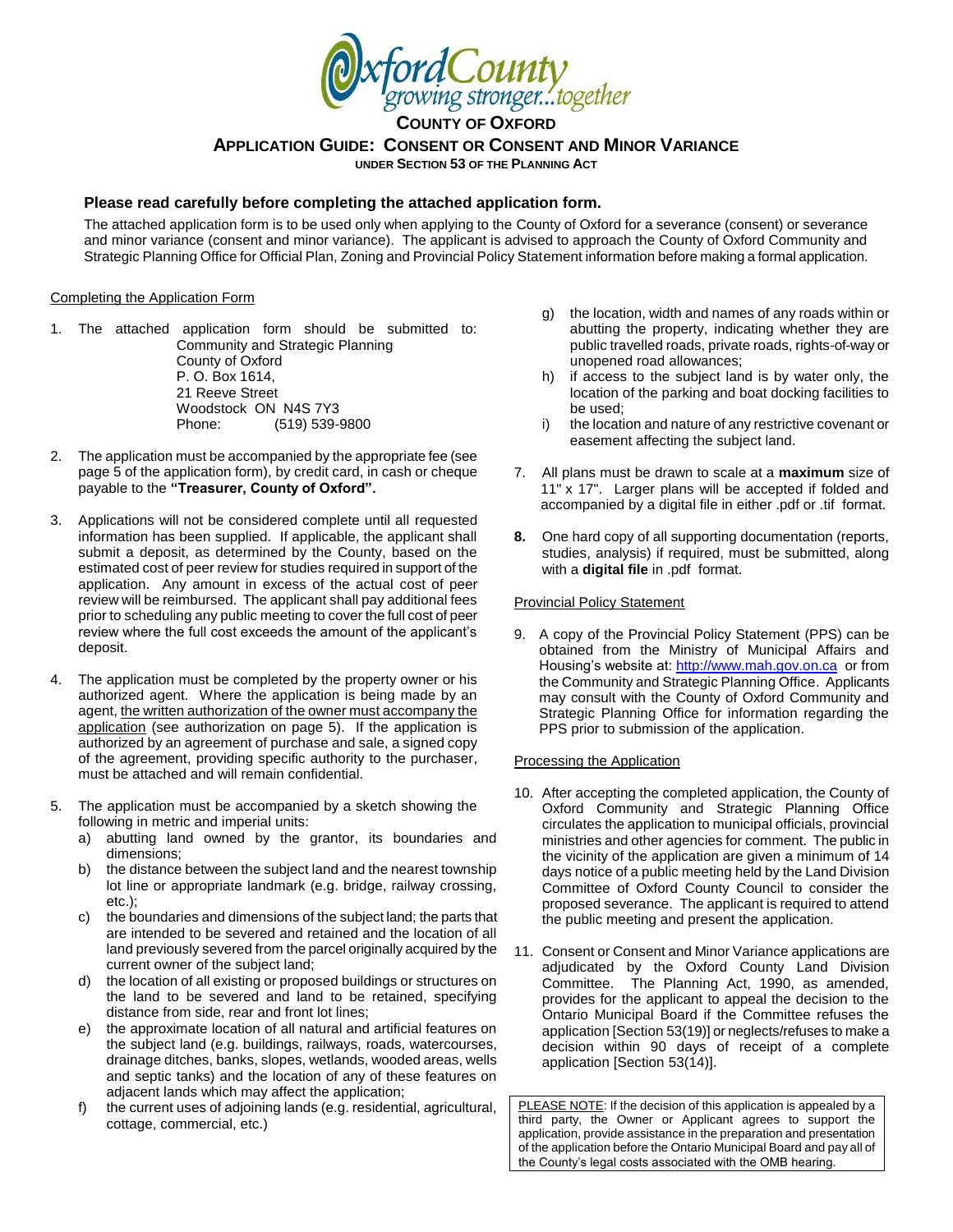# County of Oxford

## Application Guide: Consent or Consent and Minor Variance

**Under Section 53 of the Planning Act**

### Please read carefully before completing the attached application form.

The attached application form is to be used only when applying to the County of Oxford for a severance (consent) or severance and minor variance (consent and minor variance). The applicant is advised to approach the County of Oxford Community and Strategic Planning Office for Official Plan, Zoning and Provincial Policy Statement information before making a formal application.

Completing the Application Form

1. The attached application form should be submitted to:
   Community and Strategic Planning
   County of Oxford
   P. O. Box 1614,
   21 Reeve Street
   Woodstock ON N4S 7Y3
   Phone: (519) 539-9800

2. The application must be accompanied by the appropriate fee (see page 5 of the application form), by credit card, in cash or cheque payable to the **"Treasurer, County of Oxford".**

3. Applications will not be considered complete until all requested information has been supplied. If applicable, the applicant shall submit a deposit, as determined by the County, based on the estimated cost of peer review for studies required in support of the application. Any amount in excess of the actual cost of peer review will be reimbursed. The applicant shall pay additional fees prior to scheduling any public meeting to cover the full cost of peer review where the full cost exceeds the amount of the applicant's deposit.

4. The application must be completed by the property owner or his authorized agent. Where the application is being made by an agent, the written authorization of the owner must accompany the application (see authorization on page 5). If the application is authorized by an agreement of purchase and sale, a signed copy of the agreement, providing specific authority to the purchaser, must be attached and will remain confidential.

5. The application must be accompanied by a sketch showing the following in metric and imperial units:
   a) abutting land owned by the grantor, its boundaries and dimensions;
   b) the distance between the subject land and the nearest township lot line or appropriate landmark (e.g. bridge, railway crossing, etc.);
   c) the boundaries and dimensions of the subject land; the parts that are intended to be severed and retained and the location of all land previously severed from the parcel originally acquired by the current owner of the subject land;
   d) the location of all existing or proposed buildings or structures on the land to be severed and land to be retained, specifying distance from side, rear and front lot lines;
   e) the approximate location of all natural and artificial features on the subject land (e.g. buildings, railways, roads, watercourses, drainage ditches, banks, slopes, wetlands, wooded areas, wells and septic tanks) and the location of any of these features on adjacent lands which may affect the application;
   f) the current uses of adjoining lands (e.g. residential, agricultural, cottage, commercial, etc.)
   g) the location, width and names of any roads within or abutting the property, indicating whether they are public travelled roads, private roads, rights-of-way or unopened road allowances;
   h) if access to the subject land is by water only, the location of the parking and boat docking facilities to be used;
   i) the location and nature of any restrictive covenant or easement affecting the subject land.

7. All plans must be drawn to scale at a **maximum** size of 11" x 17". Larger plans will be accepted if folded and accompanied by a digital file in either .pdf or .tif format.

8. One hard copy of all supporting documentation (reports, studies, analysis) if required, must be submitted, along with a **digital file** in .pdf format.

Provincial Policy Statement

9. A copy of the Provincial Policy Statement (PPS) can be obtained from the Ministry of Municipal Affairs and Housing's website at: http://www.mah.gov.on.ca or from the Community and Strategic Planning Office. Applicants may consult with the County of Oxford Community and Strategic Planning Office for information regarding the PPS prior to submission of the application.

Processing the Application

10. After accepting the completed application, the County of Oxford Community and Strategic Planning Office circulates the application to municipal officials, provincial ministries and other agencies for comment. The public in the vicinity of the application are given a minimum of 14 days notice of a public meeting held by the Land Division Committee of Oxford County Council to consider the proposed severance. The applicant is required to attend the public meeting and present the application.

11. Consent or Consent and Minor Variance applications are adjudicated by the Oxford County Land Division Committee. The Planning Act, 1990, as amended, provides for the applicant to appeal the decision to the Ontario Municipal Board if the Committee refuses the application [Section 53(19)] or neglects/refuses to make a decision within 90 days of receipt of a complete application [Section 53(14)].

PLEASE NOTE: If the decision of this application is appealed by a third party, the Owner or Applicant agrees to support the application, provide assistance in the preparation and presentation of the application before the Ontario Municipal Board and pay all of the County's legal costs associated with the OMB hearing.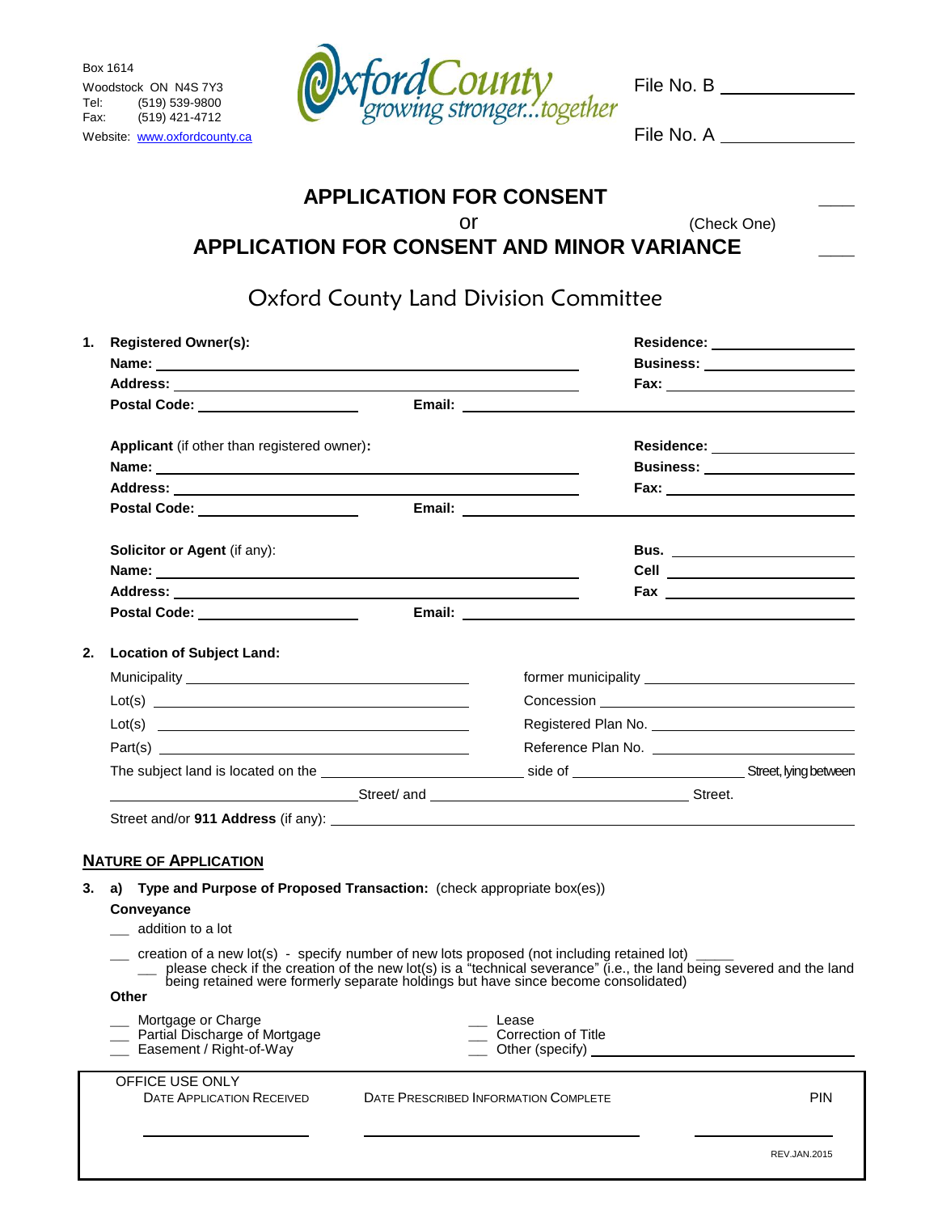Box 1614
Woodstock ON N4S 7Y3
Tel: (519) 539-9800
Fax: (519) 421-4712
Website: www.oxfordcounty.ca

OxfordCounty growing stronger...together

File No. B ______________

File No. A ______________

# APPLICATION FOR CONSENT ____

or (Check One)

# APPLICATION FOR CONSENT AND MINOR VARIANCE ____

## Oxford County Land Division Committee

**1. Registered Owner(s):**

**Name:** ______________________________ **Residence:** ______________

**Address:** ______________________________ **Business:** ______________

**Postal Code:** ______________ **Email:** ______________ **Fax:** ______________

**Applicant** (if other than registered owner)**:**

**Name:** ______________________________ **Residence:** ______________

**Address:** ______________________________ **Business:** ______________

**Postal Code:** ______________ **Email:** ______________ **Fax:** ______________

**Solicitor or Agent** (if any):

**Name:** ______________________________ **Bus.** ______________

**Address:** ______________________________ **Cell** ______________

**Postal Code:** ______________ **Email:** ______________ **Fax** ______________

**2. Location of Subject Land:**

Municipality ______________ former municipality ______________

Lot(s) ______________ Concession ______________

Lot(s) ______________ Registered Plan No. ______________

Part(s) ______________ Reference Plan No. ______________

The subject land is located on the ______________ side of ______________ Street, lying between ______________ Street/ and ______________ Street.

Street and/or **911 Address** (if any): ______________

## NATURE OF APPLICATION

**3. a) Type and Purpose of Proposed Transaction:** (check appropriate box(es))

**Conveyance**

__ addition to a lot

__ creation of a new lot(s) - specify number of new lots proposed (not including retained lot) _____

__ please check if the creation of the new lot(s) is a "technical severance" (i.e., the land being severed and the land being retained were formerly separate holdings but have since become consolidated)

**Other**

__ Mortgage or Charge
__ Partial Discharge of Mortgage
__ Easement / Right-of-Way
__ Lease
__ Correction of Title
__ Other (specify) ______________

| OFFICE USE ONLY | | |
|---|---|---|
| DATE APPLICATION RECEIVED | DATE PRESCRIBED INFORMATION COMPLETE | PIN |
| ______________ | ______________ | ______________ |

REV.JAN.2015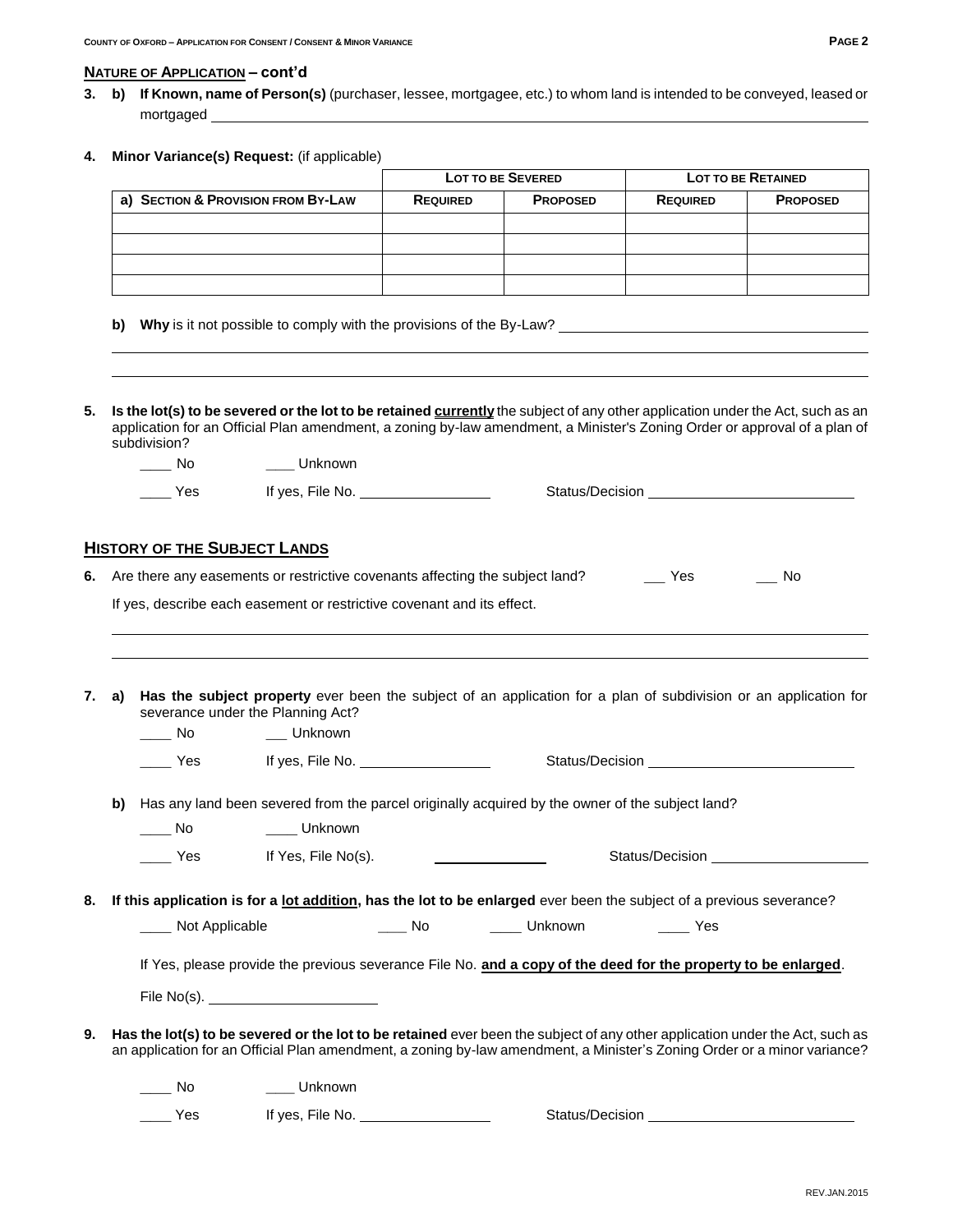## NATURE OF APPLICATION – cont'd

**3. b) If Known, name of Person(s)** (purchaser, lessee, mortgagee, etc.) to whom land is intended to be conveyed, leased or mortgaged ____________________

**4. Minor Variance(s) Request:** (if applicable)

| | LOT TO BE SEVERED | | LOT TO BE RETAINED | |
|---|---|---|---|---|
| **a) SECTION & PROVISION FROM BY-LAW** | **REQUIRED** | **PROPOSED** | **REQUIRED** | **PROPOSED** |
| | | | | |
| | | | | |
| | | | | |
| | | | | |

**b) Why** is it not possible to comply with the provisions of the By-Law? ____________________

**5. Is the lot(s) to be severed or the lot to be retained <u>currently</u>** the subject of any other application under the Act, such as an application for an Official Plan amendment, a zoning by-law amendment, a Minister's Zoning Order or approval of a plan of subdivision?

____ No ____ Unknown

____ Yes If yes, File No. ____________ Status/Decision ____________________

## HISTORY OF THE SUBJECT LANDS

**6.** Are there any easements or restrictive covenants affecting the subject land? ___ Yes ___ No

If yes, describe each easement or restrictive covenant and its effect.

**7. a) Has the subject property** ever been the subject of an application for a plan of subdivision or an application for severance under the Planning Act?

____ No ___ Unknown

____ Yes If yes, File No. ____________ Status/Decision ____________________

**b)** Has any land been severed from the parcel originally acquired by the owner of the subject land?

____ No ____ Unknown

____ Yes If Yes, File No(s). ____________ Status/Decision ____________________

**8. If this application is for a <u>lot addition</u>, has the lot to be enlarged** ever been the subject of a previous severance?

____ Not Applicable ____ No ____ Unknown ____ Yes

If Yes, please provide the previous severance File No. **<u>and a copy of the deed for the property to be enlarged</u>**.

File No(s). ____________________

**9. Has the lot(s) to be severed or the lot to be retained** ever been the subject of any other application under the Act, such as an application for an Official Plan amendment, a zoning by-law amendment, a Minister's Zoning Order or a minor variance?

____ No ____ Unknown

____ Yes If yes, File No. ____________ Status/Decision ____________________

REV.JAN.2015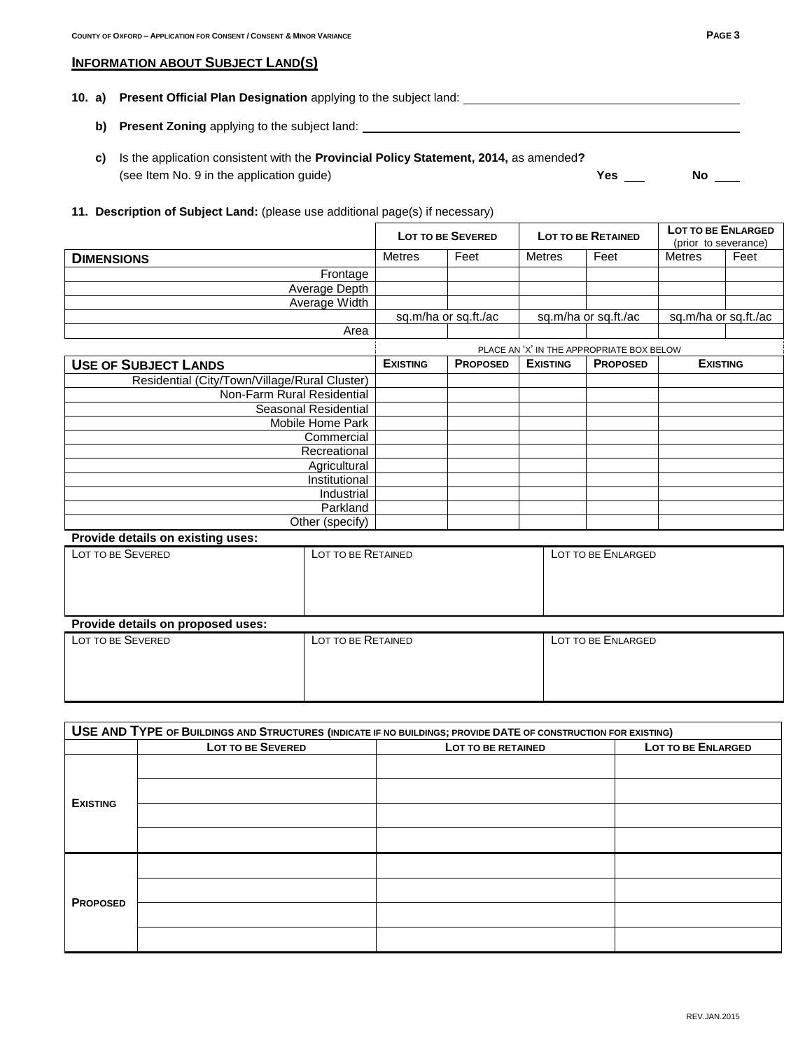## INFORMATION ABOUT SUBJECT LAND(S)

**10. a) Present Official Plan Designation** applying to the subject land: ______________________

**b) Present Zoning** applying to the subject land: ______________________

**c)** Is the application consistent with the **Provincial Policy Statement, 2014,** as amended**?** (see Item No. 9 in the application guide) **Yes** ___ **No** ___

**11. Description of Subject Land:** (please use additional page(s) if necessary)

| | LOT TO BE SEVERED | | LOT TO BE RETAINED | | LOT TO BE ENLARGED (prior to severance) | |
|---|---|---|---|---|---|---|
| **DIMENSIONS** | Metres | Feet | Metres | Feet | Metres | Feet |
| Frontage | | | | | | |
| Average Depth | | | | | | |
| Average Width | | | | | | |
| | sq.m/ha or sq.ft./ac | | sq.m/ha or sq.ft./ac | | sq.m/ha or sq.ft./ac | |
| Area | | | | | | |

PLACE AN 'X' IN THE APPROPRIATE BOX BELOW

| **USE OF SUBJECT LANDS** | EXISTING | PROPOSED | EXISTING | PROPOSED | EXISTING |
|---|---|---|---|---|---|
| Residential (City/Town/Village/Rural Cluster) | | | | | |
| Non-Farm Rural Residential | | | | | |
| Seasonal Residential | | | | | |
| Mobile Home Park | | | | | |
| Commercial | | | | | |
| Recreational | | | | | |
| Agricultural | | | | | |
| Institutional | | | | | |
| Industrial | | | | | |
| Parkland | | | | | |
| Other (specify) | | | | | |

**Provide details on existing uses:**

| LOT TO BE SEVERED | LOT TO BE RETAINED | LOT TO BE ENLARGED |
|---|---|---|
| | | |

**Provide details on proposed uses:**

| LOT TO BE SEVERED | LOT TO BE RETAINED | LOT TO BE ENLARGED |
|---|---|---|
| | | |

**USE AND TYPE OF BUILDINGS AND STRUCTURES (INDICATE IF NO BUILDINGS; PROVIDE DATE OF CONSTRUCTION FOR EXISTING)**

| | LOT TO BE SEVERED | LOT TO BE RETAINED | LOT TO BE ENLARGED |
|---|---|---|---|
| **EXISTING** | | | |
| | | | |
| | | | |
| | | | |
| **PROPOSED** | | | |
| | | | |
| | | | |
| | | | |

REV.JAN.2015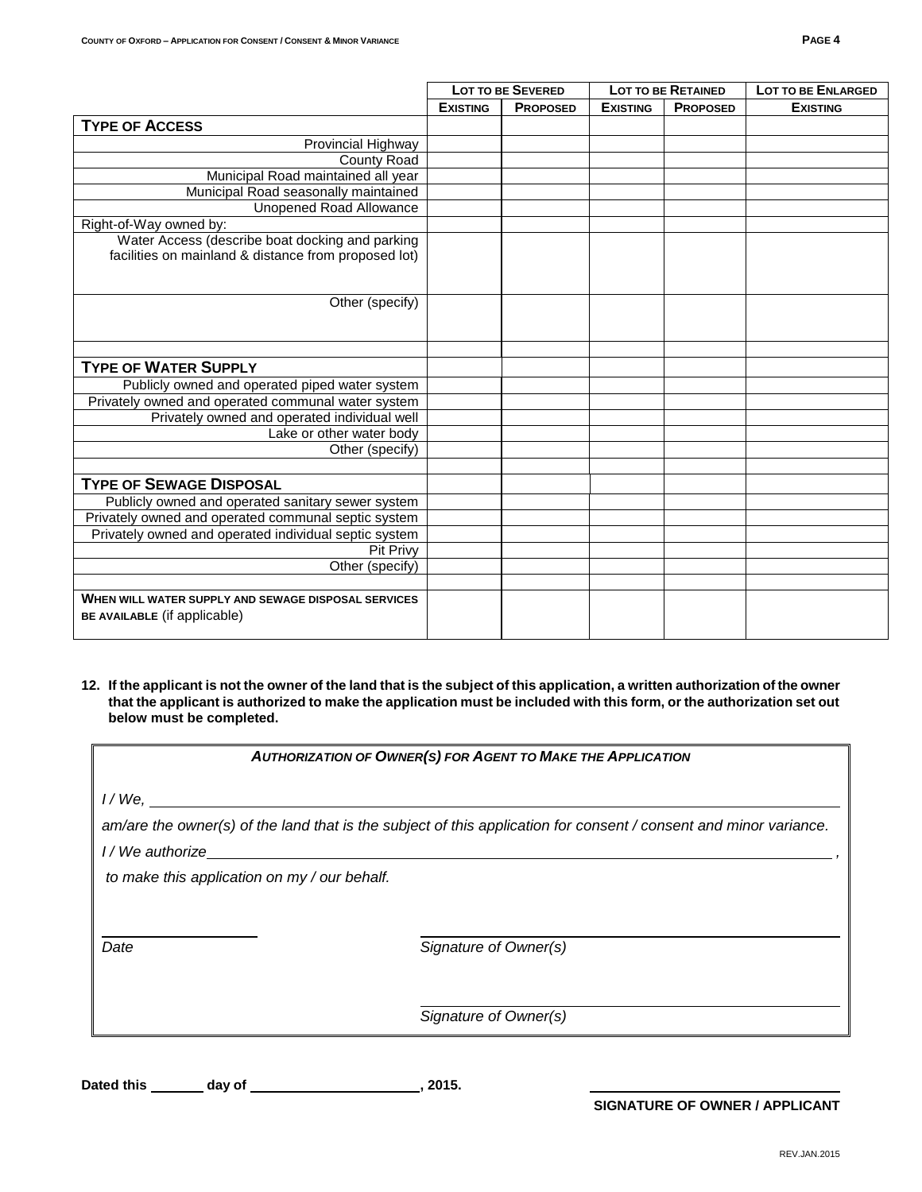| | Lot to be Severed | | Lot to be Retained | | Lot to be Enlarged |
|---|---|---|---|---|---|
| | **Existing** | **Proposed** | **Existing** | **Proposed** | **Existing** |
| **TYPE OF ACCESS** | | | | | |
| Provincial Highway | | | | | |
| County Road | | | | | |
| Municipal Road maintained all year | | | | | |
| Municipal Road seasonally maintained | | | | | |
| Unopened Road Allowance | | | | | |
| Right-of-Way owned by: | | | | | |
| Water Access (describe boat docking and parking facilities on mainland & distance from proposed lot) | | | | | |
| Other (specify) | | | | | |
| | | | | | |
| **TYPE OF WATER SUPPLY** | | | | | |
| Publicly owned and operated piped water system | | | | | |
| Privately owned and operated communal water system | | | | | |
| Privately owned and operated individual well | | | | | |
| Lake or other water body | | | | | |
| Other (specify) | | | | | |
| | | | | | |
| **TYPE OF SEWAGE DISPOSAL** | | | | | |
| Publicly owned and operated sanitary sewer system | | | | | |
| Privately owned and operated communal septic system | | | | | |
| Privately owned and operated individual septic system | | | | | |
| Pit Privy | | | | | |
| Other (specify) | | | | | |
| | | | | | |
| **WHEN WILL WATER SUPPLY AND SEWAGE DISPOSAL SERVICES BE AVAILABLE** (if applicable) | | | | | |

**12. If the applicant is not the owner of the land that is the subject of this application, a written authorization of the owner that the applicant is authorized to make the application must be included with this form, or the authorization set out below must be completed.**

***AUTHORIZATION OF OWNER(S) FOR AGENT TO MAKE THE APPLICATION***

*I / We,* ______________________________________________

*am/are the owner(s) of the land that is the subject of this application for consent / consent and minor variance.*

*I / We authorize* ______________________________________________ ,

*to make this application on my / our behalf.*

____________________ &nbsp;&nbsp;&nbsp;&nbsp; ______________________________

*Date* &nbsp;&nbsp;&nbsp;&nbsp; *Signature of Owner(s)*

______________________________

*Signature of Owner(s)*

**Dated this _______ day of ______________________, 2015.**

______________________________

**SIGNATURE OF OWNER / APPLICANT**

REV.JAN.2015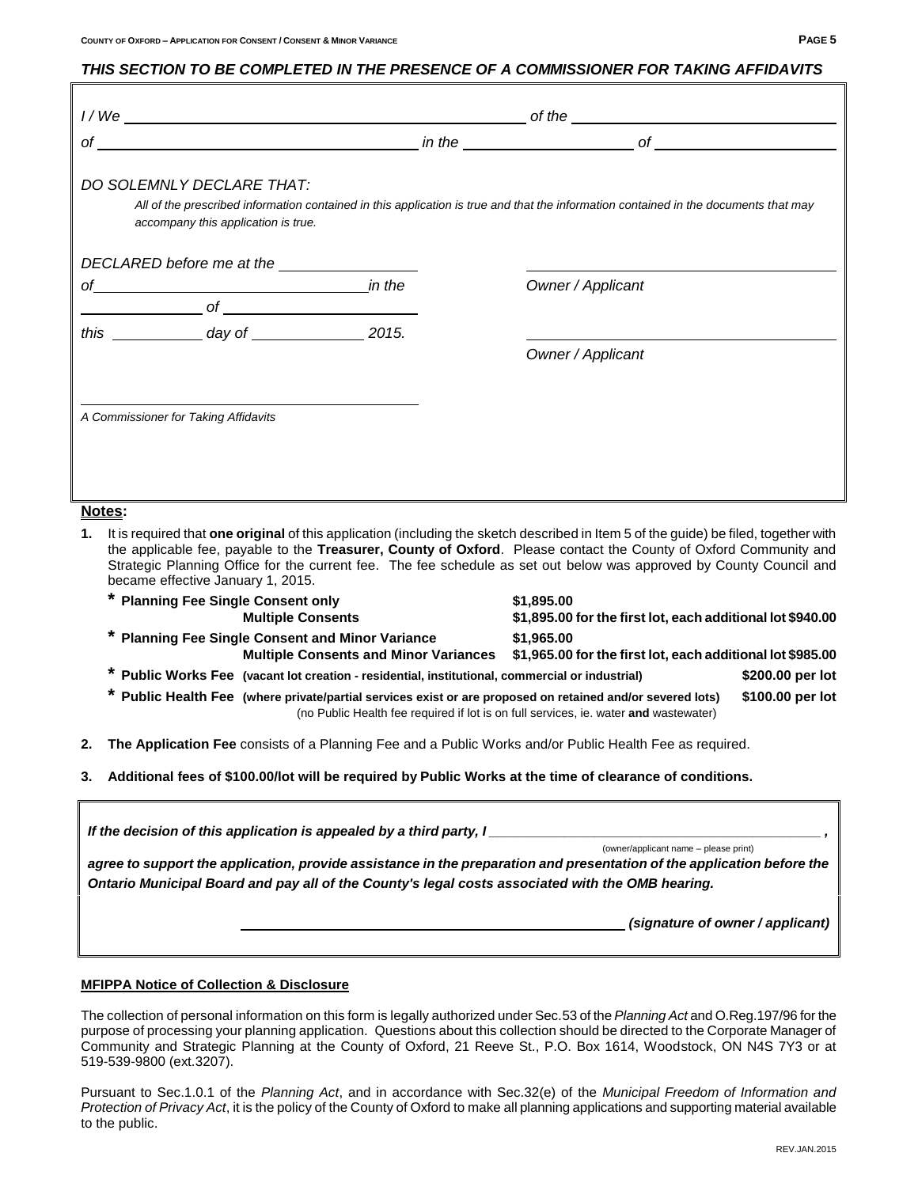***THIS SECTION TO BE COMPLETED IN THE PRESENCE OF A COMMISSIONER FOR TAKING AFFIDAVITS***

*I / We* ______________________________ *of the* ______________________________

*of* ______________________________ *in the* ____________________ *of* ____________________

*DO SOLEMNLY DECLARE THAT:*

*All of the prescribed information contained in this application is true and that the information contained in the documents that may accompany this application is true.*

*DECLARED before me at the* ____________________

*of* ______________________________ *in the*

____________________ *of* ______________________________

*this* ______________ *day of* ________________ *2015.*

______________________________
*Owner / Applicant*

______________________________
*Owner / Applicant*

______________________________
*A Commissioner for Taking Affidavits*

**Notes:**

1. It is required that **one original** of this application (including the sketch described in Item 5 of the guide) be filed, together with the applicable fee, payable to the **Treasurer, County of Oxford**. Please contact the County of Oxford Community and Strategic Planning Office for the current fee. The fee schedule as set out below was approved by County Council and became effective January 1, 2015.

| | | |
|---|---|---|
| * **Planning Fee Single Consent only** | **$1,895.00** | |
| **Multiple Consents** | **$1,895.00 for the first lot, each additional lot $940.00** | |
| * **Planning Fee Single Consent and Minor Variance** | **$1,965.00** | |
| **Multiple Consents and Minor Variances** | **$1,965.00 for the first lot, each additional lot $985.00** | |
| * **Public Works Fee** **(vacant lot creation - residential, institutional, commercial or industrial)** | | **$200.00 per lot** |
| * **Public Health Fee** **(where private/partial services exist or are proposed on retained and/or severed lots)** (no Public Health fee required if lot is on full services, ie. water **and** wastewater) | | **$100.00 per lot** |

2. **The Application Fee** consists of a Planning Fee and a Public Works and/or Public Health Fee as required.

3. **Additional fees of $100.00/lot will be required by Public Works at the time of clearance of conditions.**

***If the decision of this application is appealed by a third party, I*** ______________________________ ***,***
(owner/applicant name – please print)

***agree to support the application, provide assistance in the preparation and presentation of the application before the Ontario Municipal Board and pay all of the County's legal costs associated with the OMB hearing.***

______________________________ ***(signature of owner / applicant)***

**MFIPPA Notice of Collection & Disclosure**

The collection of personal information on this form is legally authorized under Sec.53 of the *Planning Act* and O.Reg.197/96 for the purpose of processing your planning application. Questions about this collection should be directed to the Corporate Manager of Community and Strategic Planning at the County of Oxford, 21 Reeve St., P.O. Box 1614, Woodstock, ON N4S 7Y3 or at 519-539-9800 (ext.3207).

Pursuant to Sec.1.0.1 of the *Planning Act*, and in accordance with Sec.32(e) of the *Municipal Freedom of Information and Protection of Privacy Act*, it is the policy of the County of Oxford to make all planning applications and supporting material available to the public.

REV.JAN.2015